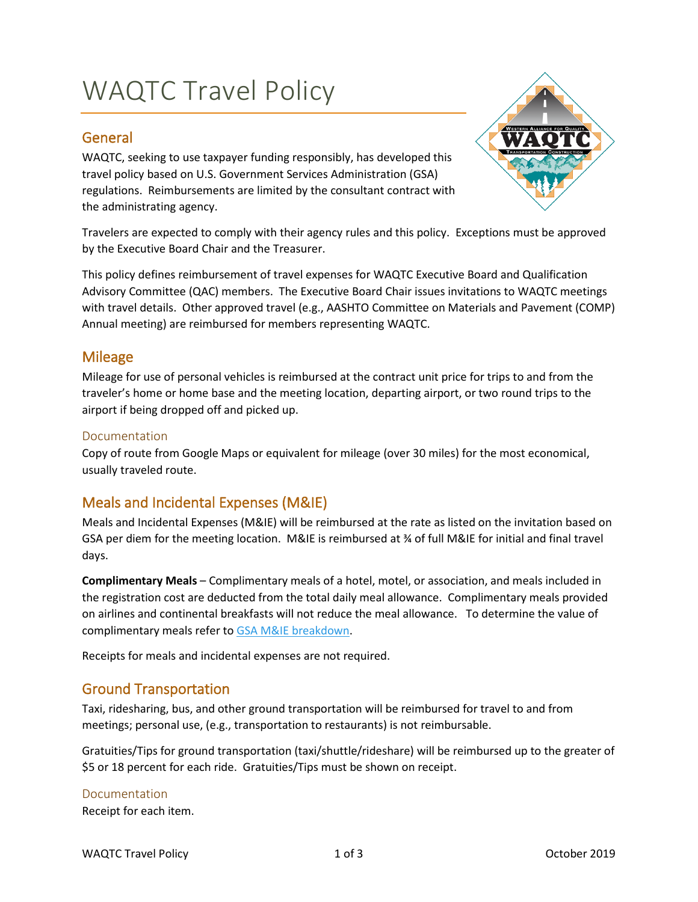# WAQTC Travel Policy

## General

WAQTC, seeking to use taxpayer funding responsibly, has developed this travel policy based on U.S. Government Services Administration (GSA) regulations. Reimbursements are limited by the consultant contract with the administrating agency.

Travelers are expected to comply with their agency rules and this policy. Exceptions must be approved by the Executive Board Chair and the Treasurer.

This policy defines reimbursement of travel expenses for WAQTC Executive Board and Qualification Advisory Committee (QAC) members. The Executive Board Chair issues invitations to WAQTC meetings with travel details. Other approved travel (e.g., AASHTO Committee on Materials and Pavement (COMP) Annual meeting) are reimbursed for members representing WAQTC.

## Mileage

Mileage for use of personal vehicles is reimbursed at the contract unit price for trips to and from the traveler's home or home base and the meeting location, departing airport, or two round trips to the airport if being dropped off and picked up.

### Documentation

Copy of route from Google Maps or equivalent for mileage (over 30 miles) for the most economical, usually traveled route.

## Meals and Incidental Expenses (M&IE)

Meals and Incidental Expenses (M&IE) will be reimbursed at the rate as listed on the invitation based on GSA per diem for the meeting location. M&IE is reimbursed at ¾ of full M&IE for initial and final travel days.

**Complimentary Meals** – Complimentary meals of a hotel, motel, or association, and meals included in the registration cost are deducted from the total daily meal allowance. Complimentary meals provided on airlines and continental breakfasts will not reduce the meal allowance. To determine the value of complimentary meals refer to GSA M&IE breakdown.

Receipts for meals and incidental expenses are not required.

## Ground Transportation

Taxi, ridesharing, bus, and other ground transportation will be reimbursed for travel to and from meetings; personal use, (e.g., transportation to restaurants) is not reimbursable.

Gratuities/Tips for ground transportation (taxi/shuttle/rideshare) will be reimbursed up to the greater of $5 or 18 percent for each ride. Gratuities/Tips must be shown on receipt.

### Documentation

Receipt for each item.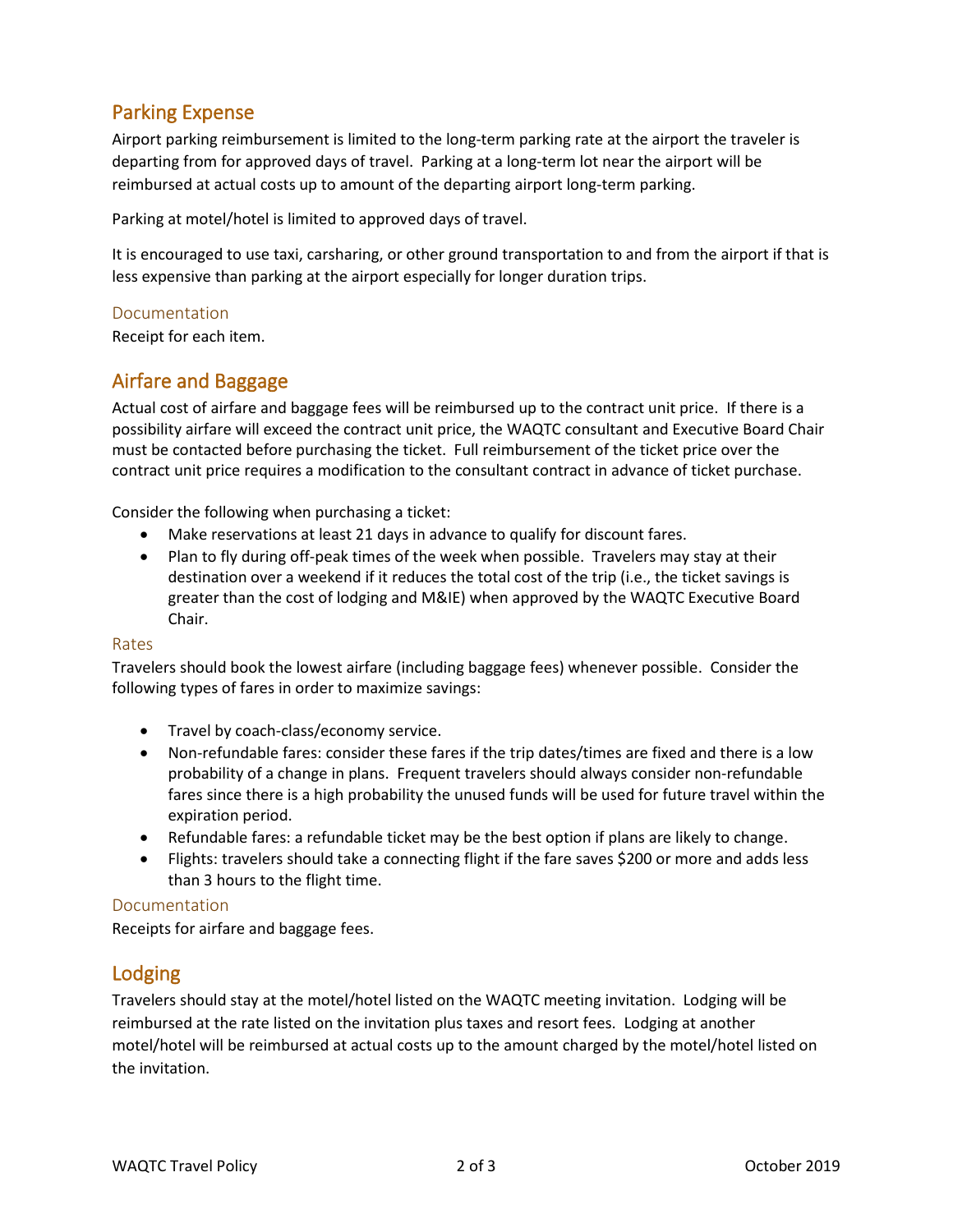## Parking Expense

Airport parking reimbursement is limited to the long-term parking rate at the airport the traveler is departing from for approved days of travel. Parking at a long-term lot near the airport will be reimbursed at actual costs up to amount of the departing airport long-term parking.

Parking at motel/hotel is limited to approved days of travel.

It is encouraged to use taxi, carsharing, or other ground transportation to and from the airport if that is less expensive than parking at the airport especially for longer duration trips.

### Documentation

Receipt for each item.

## Airfare and Baggage

Actual cost of airfare and baggage fees will be reimbursed up to the contract unit price. If there is a possibility airfare will exceed the contract unit price, the WAQTC consultant and Executive Board Chair must be contacted before purchasing the ticket. Full reimbursement of the ticket price over the contract unit price requires a modification to the consultant contract in advance of ticket purchase.

Consider the following when purchasing a ticket:

- Make reservations at least 21 days in advance to qualify for discount fares.
- Plan to fly during off-peak times of the week when possible. Travelers may stay at their destination over a weekend if it reduces the total cost of the trip (i.e., the ticket savings is greater than the cost of lodging and M&IE) when approved by the WAQTC Executive Board Chair.

### Rates

Travelers should book the lowest airfare (including baggage fees) whenever possible. Consider the following types of fares in order to maximize savings:

- Travel by coach-class/economy service.
- Non-refundable fares: consider these fares if the trip dates/times are fixed and there is a low probability of a change in plans. Frequent travelers should always consider non-refundable fares since there is a high probability the unused funds will be used for future travel within the expiration period.
- Refundable fares: a refundable ticket may be the best option if plans are likely to change.
- Flights: travelers should take a connecting flight if the fare saves $200 or more and adds less than 3 hours to the flight time.

### Documentation

Receipts for airfare and baggage fees.

## Lodging

Travelers should stay at the motel/hotel listed on the WAQTC meeting invitation. Lodging will be reimbursed at the rate listed on the invitation plus taxes and resort fees. Lodging at another motel/hotel will be reimbursed at actual costs up to the amount charged by the motel/hotel listed on the invitation.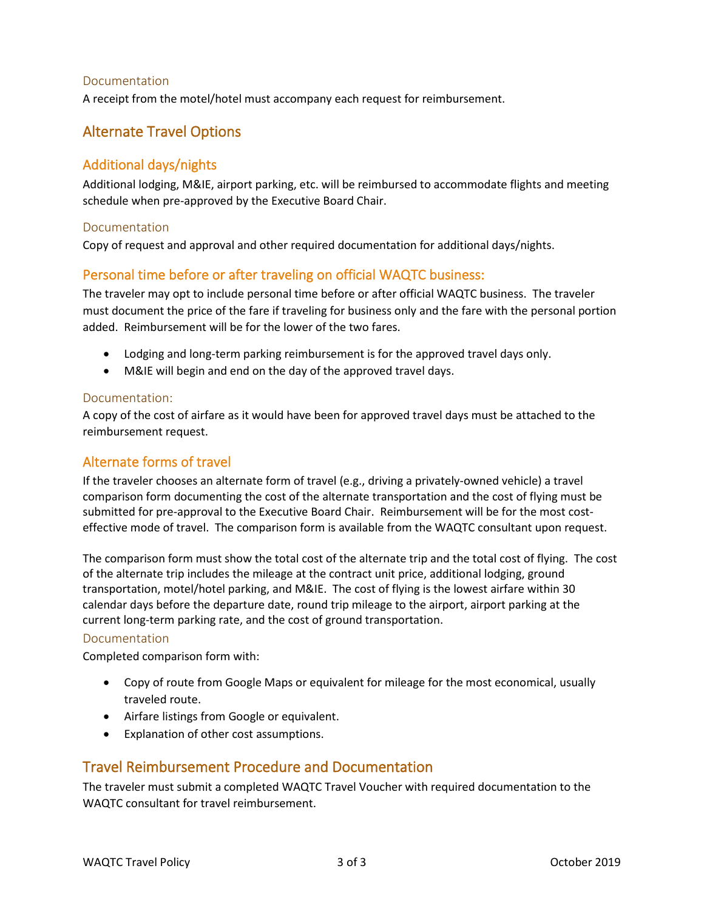### Documentation

A receipt from the motel/hotel must accompany each request for reimbursement.

## Alternate Travel Options

### Additional days/nights

Additional lodging, M&IE, airport parking, etc. will be reimbursed to accommodate flights and meeting schedule when pre-approved by the Executive Board Chair.

#### Documentation

Copy of request and approval and other required documentation for additional days/nights.

### Personal time before or after traveling on official WAQTC business:

The traveler may opt to include personal time before or after official WAQTC business. The traveler must document the price of the fare if traveling for business only and the fare with the personal portion added. Reimbursement will be for the lower of the two fares.

- Lodging and long-term parking reimbursement is for the approved travel days only.
- M&IE will begin and end on the day of the approved travel days.

#### Documentation:

A copy of the cost of airfare as it would have been for approved travel days must be attached to the reimbursement request.

### Alternate forms of travel

If the traveler chooses an alternate form of travel (e.g., driving a privately-owned vehicle) a travel comparison form documenting the cost of the alternate transportation and the cost of flying must be submitted for pre-approval to the Executive Board Chair. Reimbursement will be for the most cost-effective mode of travel. The comparison form is available from the WAQTC consultant upon request.

The comparison form must show the total cost of the alternate trip and the total cost of flying. The cost of the alternate trip includes the mileage at the contract unit price, additional lodging, ground transportation, motel/hotel parking, and M&IE. The cost of flying is the lowest airfare within 30 calendar days before the departure date, round trip mileage to the airport, airport parking at the current long-term parking rate, and the cost of ground transportation.

#### Documentation

Completed comparison form with:

- Copy of route from Google Maps or equivalent for mileage for the most economical, usually traveled route.
- Airfare listings from Google or equivalent.
- Explanation of other cost assumptions.

## Travel Reimbursement Procedure and Documentation

The traveler must submit a completed WAQTC Travel Voucher with required documentation to the WAQTC consultant for travel reimbursement.